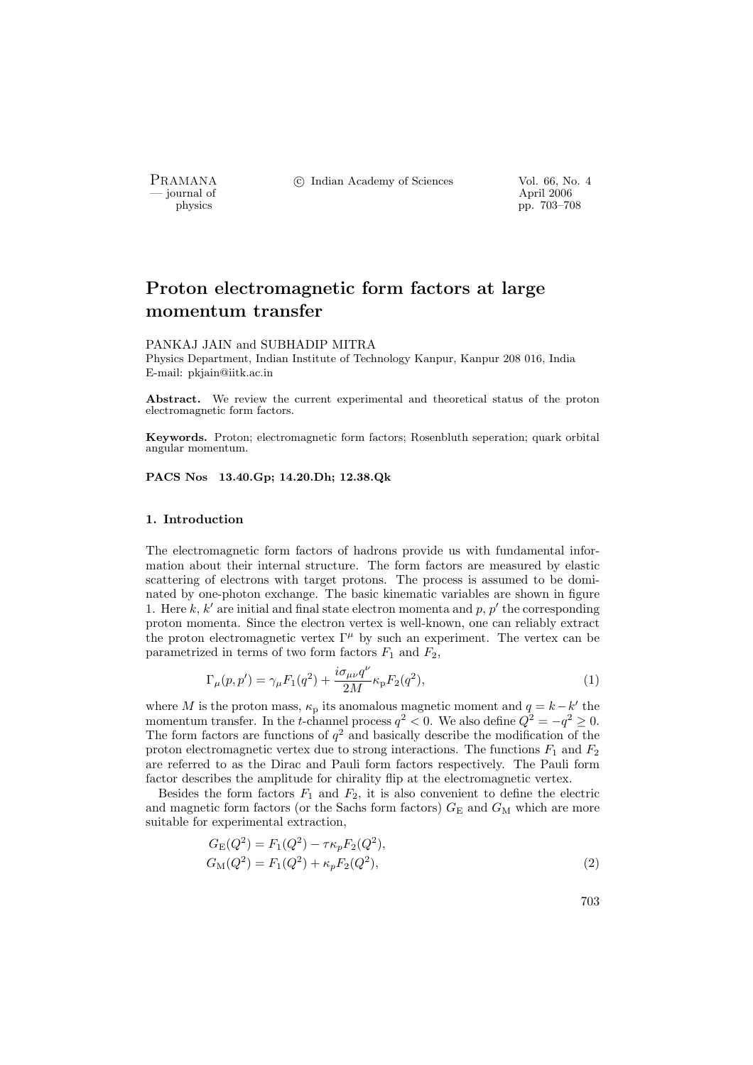# Proton electromagnetic form factors at large momentum transfer

PANKAJ JAIN and SUBHADIP MITRA

Physics Department, Indian Institute of Technology Kanpur, Kanpur 208 016, India
E-mail: pkjain@iitk.ac.in

**Abstract.** We review the current experimental and theoretical status of the proton electromagnetic form factors.

**Keywords.** Proton; electromagnetic form factors; Rosenbluth seperation; quark orbital angular momentum.

**PACS Nos 13.40.Gp; 14.20.Dh; 12.38.Qk**

## 1. Introduction

The electromagnetic form factors of hadrons provide us with fundamental information about their internal structure. The form factors are measured by elastic scattering of electrons with target protons. The process is assumed to be dominated by one-photon exchange. The basic kinematic variables are shown in figure 1. Here $k$, $k'$ are initial and final state electron momenta and $p$, $p'$ the corresponding proton momenta. Since the electron vertex is well-known, one can reliably extract the proton electromagnetic vertex $\Gamma^\mu$ by such an experiment. The vertex can be parametrized in terms of two form factors $F_1$ and $F_2$,

$$\Gamma_\mu(p,p') = \gamma_\mu F_1(q^2) + \frac{i\sigma_{\mu\nu}q^\nu}{2M}\kappa_{\mathrm{p}} F_2(q^2), \tag{1}$$

where $M$ is the proton mass, $\kappa_{\mathrm{p}}$ its anomalous magnetic moment and $q = k - k'$ the momentum transfer. In the $t$-channel process $q^2 < 0$. We also define $Q^2 = -q^2 \geq 0$. The form factors are functions of $q^2$ and basically describe the modification of the proton electromagnetic vertex due to strong interactions. The functions $F_1$ and $F_2$ are referred to as the Dirac and Pauli form factors respectively. The Pauli form factor describes the amplitude for chirality flip at the electromagnetic vertex.

Besides the form factors $F_1$ and $F_2$, it is also convenient to define the electric and magnetic form factors (or the Sachs form factors) $G_{\mathrm{E}}$ and $G_{\mathrm{M}}$ which are more suitable for experimental extraction,

$$\begin{aligned} G_{\mathrm{E}}(Q^2) &= F_1(Q^2) - \tau\kappa_p F_2(Q^2), \\ G_{\mathrm{M}}(Q^2) &= F_1(Q^2) + \kappa_p F_2(Q^2), \end{aligned} \tag{2}$$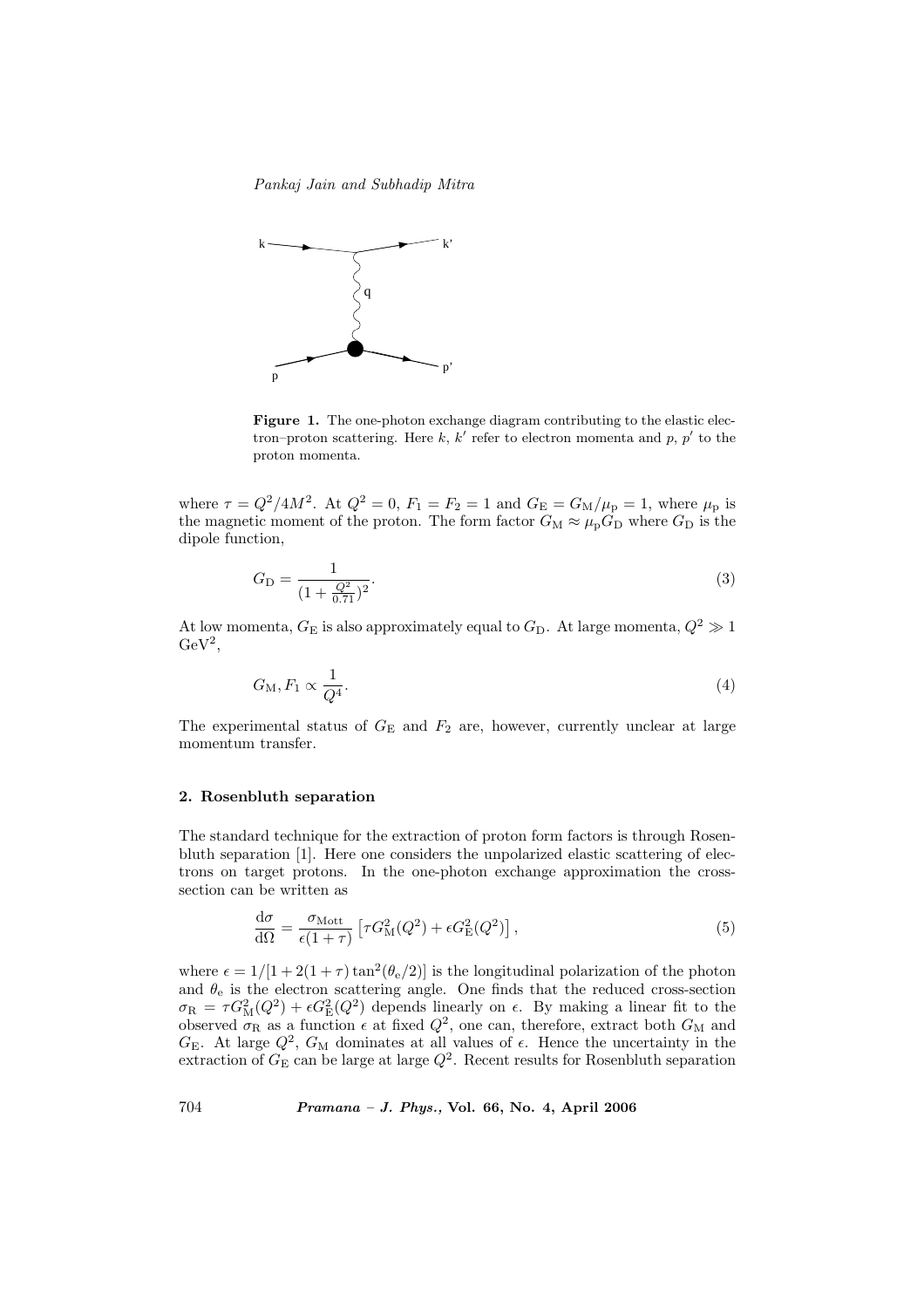**Figure 1.** The one-photon exchange diagram contributing to the elastic electron–proton scattering. Here $k$, $k'$ refer to electron momenta and $p$, $p'$ to the proton momenta.

where $\tau = Q^2/4M^2$. At $Q^2 = 0$, $F_1 = F_2 = 1$ and $G_E = G_M/\mu_p = 1$, where $\mu_p$ is the magnetic moment of the proton. The form factor $G_M \approx \mu_p G_D$ where $G_D$ is the dipole function,

$$G_D = \frac{1}{(1 + \frac{Q^2}{0.71})^2}. \tag{3}$$

At low momenta, $G_E$ is also approximately equal to $G_D$. At large momenta, $Q^2 \gg 1$ $\text{GeV}^2$,

$$G_M, F_1 \propto \frac{1}{Q^4}. \tag{4}$$

The experimental status of $G_E$ and $F_2$ are, however, currently unclear at large momentum transfer.

## 2. Rosenbluth separation

The standard technique for the extraction of proton form factors is through Rosenbluth separation [1]. Here one considers the unpolarized elastic scattering of electrons on target protons. In the one-photon exchange approximation the cross-section can be written as

$$\frac{d\sigma}{d\Omega} = \frac{\sigma_{\text{Mott}}}{\epsilon(1+\tau)} \left[\tau G_M^2(Q^2) + \epsilon G_E^2(Q^2)\right], \tag{5}$$

where $\epsilon = 1/[1 + 2(1+\tau)\tan^2(\theta_e/2)]$ is the longitudinal polarization of the photon and $\theta_e$ is the electron scattering angle. One finds that the reduced cross-section $\sigma_R = \tau G_M^2(Q^2) + \epsilon G_E^2(Q^2)$ depends linearly on $\epsilon$. By making a linear fit to the observed $\sigma_R$ as a function $\epsilon$ at fixed $Q^2$, one can, therefore, extract both $G_M$ and $G_E$. At large $Q^2$, $G_M$ dominates at all values of $\epsilon$. Hence the uncertainty in the extraction of $G_E$ can be large at large $Q^2$. Recent results for Rosenbluth separation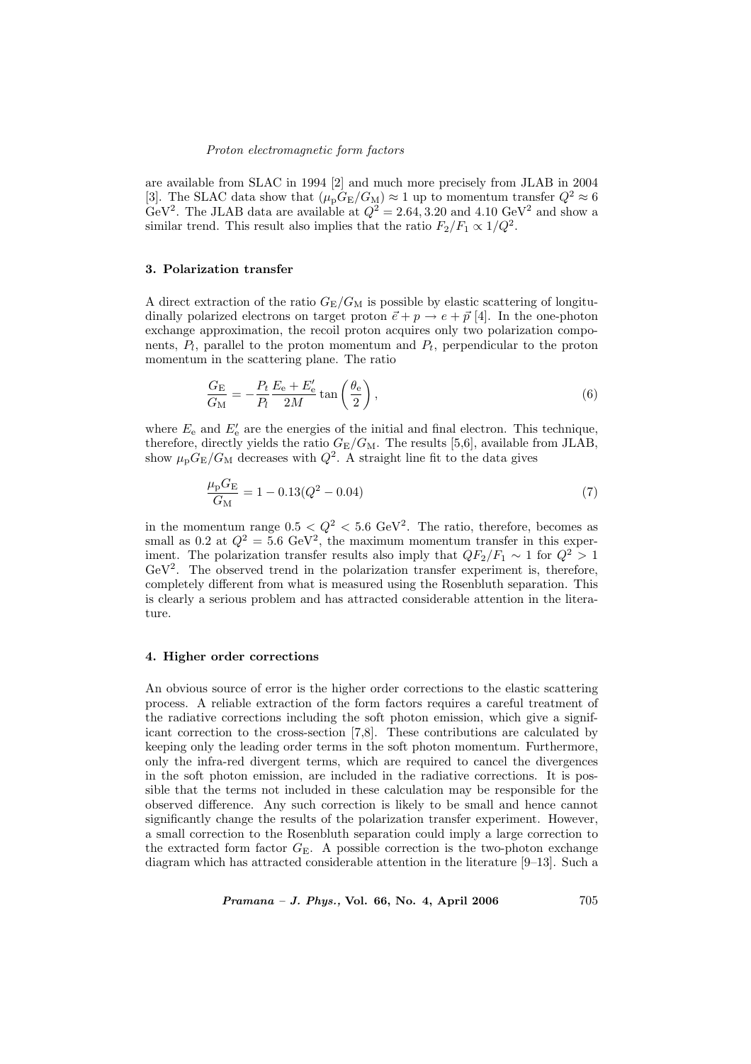are available from SLAC in 1994 [2] and much more precisely from JLAB in 2004 [3]. The SLAC data show that $(\mu_{\rm p} G_{\rm E}/G_{\rm M}) \approx 1$ up to momentum transfer $Q^2 \approx 6$ GeV$^2$. The JLAB data are available at $Q^2 = 2.64, 3.20$ and $4.10$ GeV$^2$ and show a similar trend. This result also implies that the ratio $F_2/F_1 \propto 1/Q^2$.

### 3. Polarization transfer

A direct extraction of the ratio $G_{\rm E}/G_{\rm M}$ is possible by elastic scattering of longitudinally polarized electrons on target proton $\vec{e} + p \to e + \vec{p}$ [4]. In the one-photon exchange approximation, the recoil proton acquires only two polarization components, $P_l$, parallel to the proton momentum and $P_t$, perpendicular to the proton momentum in the scattering plane. The ratio

$$\frac{G_{\rm E}}{G_{\rm M}} = -\frac{P_t}{P_l}\frac{E_{\rm e} + E_{\rm e}'}{2M}\tan\left(\frac{\theta_{\rm e}}{2}\right), \tag{6}$$

where $E_{\rm e}$ and $E_{\rm e}'$ are the energies of the initial and final electron. This technique, therefore, directly yields the ratio $G_{\rm E}/G_{\rm M}$. The results [5,6], available from JLAB, show $\mu_{\rm p} G_{\rm E}/G_{\rm M}$ decreases with $Q^2$. A straight line fit to the data gives

$$\frac{\mu_{\rm p} G_{\rm E}}{G_{\rm M}} = 1 - 0.13(Q^2 - 0.04) \tag{7}$$

in the momentum range $0.5 < Q^2 < 5.6$ GeV$^2$. The ratio, therefore, becomes as small as 0.2 at $Q^2 = 5.6$ GeV$^2$, the maximum momentum transfer in this experiment. The polarization transfer results also imply that $QF_2/F_1 \sim 1$ for $Q^2 > 1$ GeV$^2$. The observed trend in the polarization transfer experiment is, therefore, completely different from what is measured using the Rosenbluth separation. This is clearly a serious problem and has attracted considerable attention in the literature.

### 4. Higher order corrections

An obvious source of error is the higher order corrections to the elastic scattering process. A reliable extraction of the form factors requires a careful treatment of the radiative corrections including the soft photon emission, which give a significant correction to the cross-section [7,8]. These contributions are calculated by keeping only the leading order terms in the soft photon momentum. Furthermore, only the infra-red divergent terms, which are required to cancel the divergences in the soft photon emission, are included in the radiative corrections. It is possible that the terms not included in these calculation may be responsible for the observed difference. Any such correction is likely to be small and hence cannot significantly change the results of the polarization transfer experiment. However, a small correction to the Rosenbluth separation could imply a large correction to the extracted form factor $G_{\rm E}$. A possible correction is the two-photon exchange diagram which has attracted considerable attention in the literature [9–13]. Such a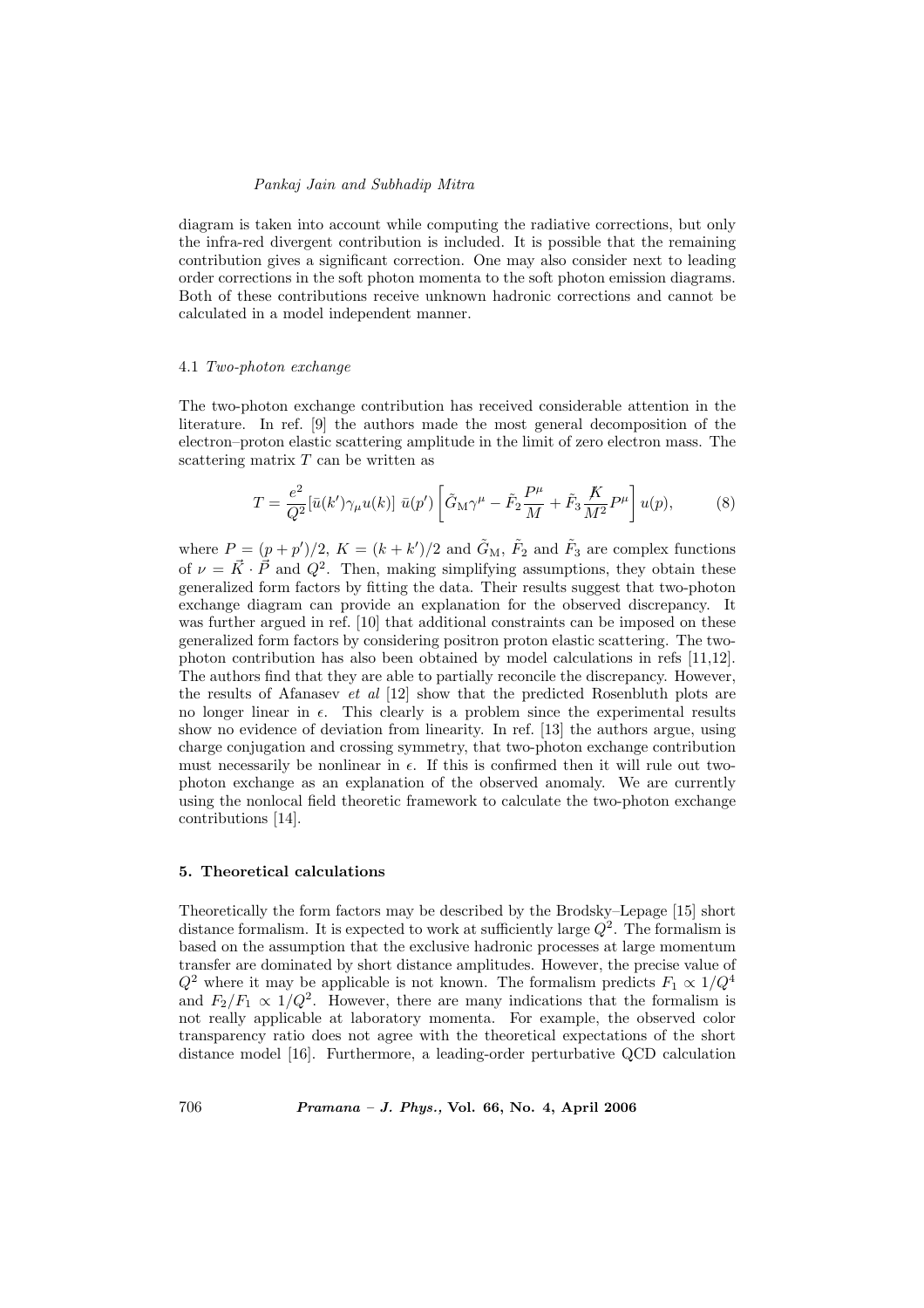diagram is taken into account while computing the radiative corrections, but only the infra-red divergent contribution is included. It is possible that the remaining contribution gives a significant correction. One may also consider next to leading order corrections in the soft photon momenta to the soft photon emission diagrams. Both of these contributions receive unknown hadronic corrections and cannot be calculated in a model independent manner.

### 4.1 *Two-photon exchange*

The two-photon exchange contribution has received considerable attention in the literature. In ref. [9] the authors made the most general decomposition of the electron–proton elastic scattering amplitude in the limit of zero electron mass. The scattering matrix $T$ can be written as

$$T = \frac{e^2}{Q^2}[\bar{u}(k')\gamma_\mu u(k)]\ \bar{u}(p')\left[\tilde{G}_{\rm M}\gamma^\mu - \tilde{F}_2\frac{P^\mu}{M} + \tilde{F}_3\frac{\not{K}}{M^2}P^\mu\right]u(p), \tag{8}$$

where $P = (p+p')/2$, $K = (k+k')/2$ and $\tilde{G}_{\rm M}$, $\tilde{F}_2$ and $\tilde{F}_3$ are complex functions of $\nu = \vec{K}\cdot\vec{P}$ and $Q^2$. Then, making simplifying assumptions, they obtain these generalized form factors by fitting the data. Their results suggest that two-photon exchange diagram can provide an explanation for the observed discrepancy. It was further argued in ref. [10] that additional constraints can be imposed on these generalized form factors by considering positron proton elastic scattering. The two-photon contribution has also been obtained by model calculations in refs [11,12]. The authors find that they are able to partially reconcile the discrepancy. However, the results of Afanasev *et al* [12] show that the predicted Rosenbluth plots are no longer linear in $\epsilon$. This clearly is a problem since the experimental results show no evidence of deviation from linearity. In ref. [13] the authors argue, using charge conjugation and crossing symmetry, that two-photon exchange contribution must necessarily be nonlinear in $\epsilon$. If this is confirmed then it will rule out two-photon exchange as an explanation of the observed anomaly. We are currently using the nonlocal field theoretic framework to calculate the two-photon exchange contributions [14].

## 5. Theoretical calculations

Theoretically the form factors may be described by the Brodsky–Lepage [15] short distance formalism. It is expected to work at sufficiently large $Q^2$. The formalism is based on the assumption that the exclusive hadronic processes at large momentum transfer are dominated by short distance amplitudes. However, the precise value of $Q^2$ where it may be applicable is not known. The formalism predicts $F_1 \propto 1/Q^4$ and $F_2/F_1 \propto 1/Q^2$. However, there are many indications that the formalism is not really applicable at laboratory momenta. For example, the observed color transparency ratio does not agree with the theoretical expectations of the short distance model [16]. Furthermore, a leading-order perturbative QCD calculation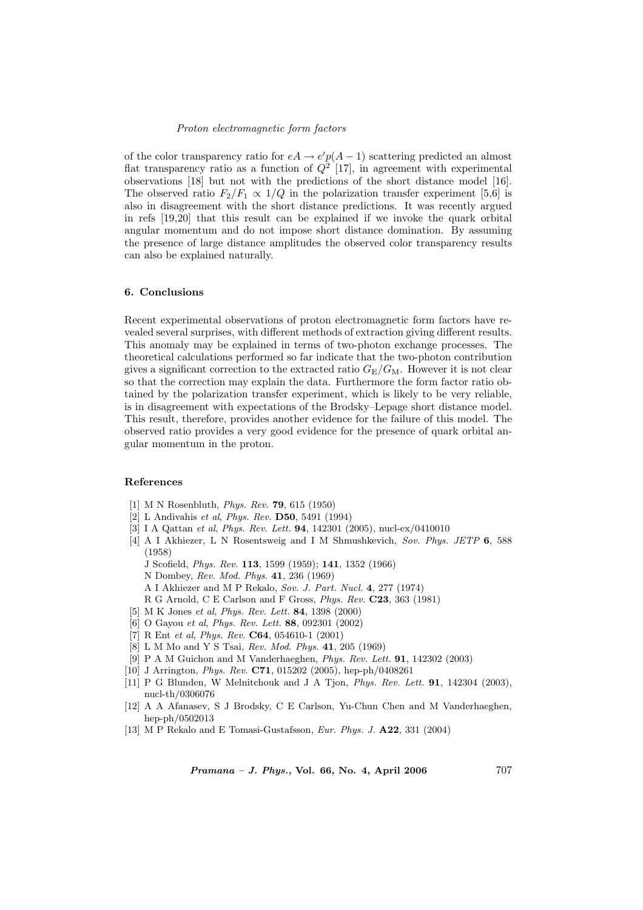of the color transparency ratio for $eA \to e'p(A-1)$ scattering predicted an almost flat transparency ratio as a function of $Q^2$ [17], in agreement with experimental observations [18] but not with the predictions of the short distance model [16]. The observed ratio $F_2/F_1 \propto 1/Q$ in the polarization transfer experiment [5,6] is also in disagreement with the short distance predictions. It was recently argued in refs [19,20] that this result can be explained if we invoke the quark orbital angular momentum and do not impose short distance domination. By assuming the presence of large distance amplitudes the observed color transparency results can also be explained naturally.

## 6. Conclusions

Recent experimental observations of proton electromagnetic form factors have revealed several surprises, with different methods of extraction giving different results. This anomaly may be explained in terms of two-photon exchange processes. The theoretical calculations performed so far indicate that the two-photon contribution gives a significant correction to the extracted ratio $G_E/G_M$. However it is not clear so that the correction may explain the data. Furthermore the form factor ratio obtained by the polarization transfer experiment, which is likely to be very reliable, is in disagreement with expectations of the Brodsky–Lepage short distance model. This result, therefore, provides another evidence for the failure of this model. The observed ratio provides a very good evidence for the presence of quark orbital angular momentum in the proton.

## References

[1] M N Rosenbluth, *Phys. Rev.* **79**, 615 (1950)

[2] L Andivahis *et al*, *Phys. Rev.* **D50**, 5491 (1994)

[3] I A Qattan *et al*, *Phys. Rev. Lett.* **94**, 142301 (2005), nucl-ex/0410010

[4] A I Akhiezer, L N Rosentsweig and I M Shmushkevich, *Sov. Phys. JETP* **6**, 588 (1958)
J Scofield, *Phys. Rev.* **113**, 1599 (1959); **141**, 1352 (1966)
N Dombey, *Rev. Mod. Phys.* **41**, 236 (1969)
A I Akhiezer and M P Rekalo, *Sov. J. Part. Nucl.* **4**, 277 (1974)
R G Arnold, C E Carlson and F Gross, *Phys. Rev.* **C23**, 363 (1981)

[5] M K Jones *et al*, *Phys. Rev. Lett.* **84**, 1398 (2000)

[6] O Gayou *et al*, *Phys. Rev. Lett.* **88**, 092301 (2002)

[7] R Ent *et al*, *Phys. Rev.* **C64**, 054610-1 (2001)

[8] L M Mo and Y S Tsai, *Rev. Mod. Phys.* **41**, 205 (1969)

[9] P A M Guichon and M Vanderhaeghen, *Phys. Rev. Lett.* **91**, 142302 (2003)

[10] J Arrington, *Phys. Rev.* **C71**, 015202 (2005), hep-ph/0408261

[11] P G Blunden, W Melnitchouk and J A Tjon, *Phys. Rev. Lett.* **91**, 142304 (2003), nucl-th/0306076

[12] A A Afanasev, S J Brodsky, C E Carlson, Yu-Chun Chen and M Vanderhaeghen, hep-ph/0502013

[13] M P Rekalo and E Tomasi-Gustafsson, *Eur. Phys. J.* **A22**, 331 (2004)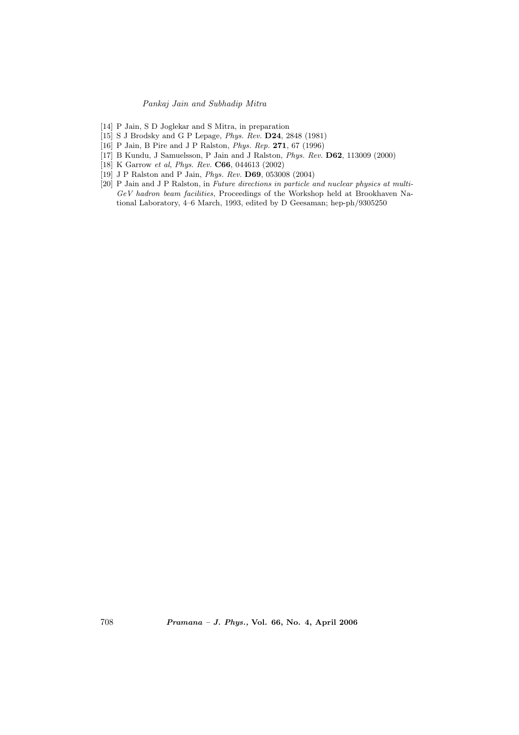[14] P Jain, S D Joglekar and S Mitra, in preparation

[15] S J Brodsky and G P Lepage, *Phys. Rev.* **D24**, 2848 (1981)

[16] P Jain, B Pire and J P Ralston, *Phys. Rep.* **271**, 67 (1996)

[17] B Kundu, J Samuelsson, P Jain and J Ralston, *Phys. Rev.* **D62**, 113009 (2000)

[18] K Garrow *et al*, *Phys. Rev.* **C66**, 044613 (2002)

[19] J P Ralston and P Jain, *Phys. Rev.* **D69**, 053008 (2004)

[20] P Jain and J P Ralston, in *Future directions in particle and nuclear physics at multi-GeV hadron beam facilities*, Proceedings of the Workshop held at Brookhaven National Laboratory, 4–6 March, 1993, edited by D Geesaman; hep-ph/9305250